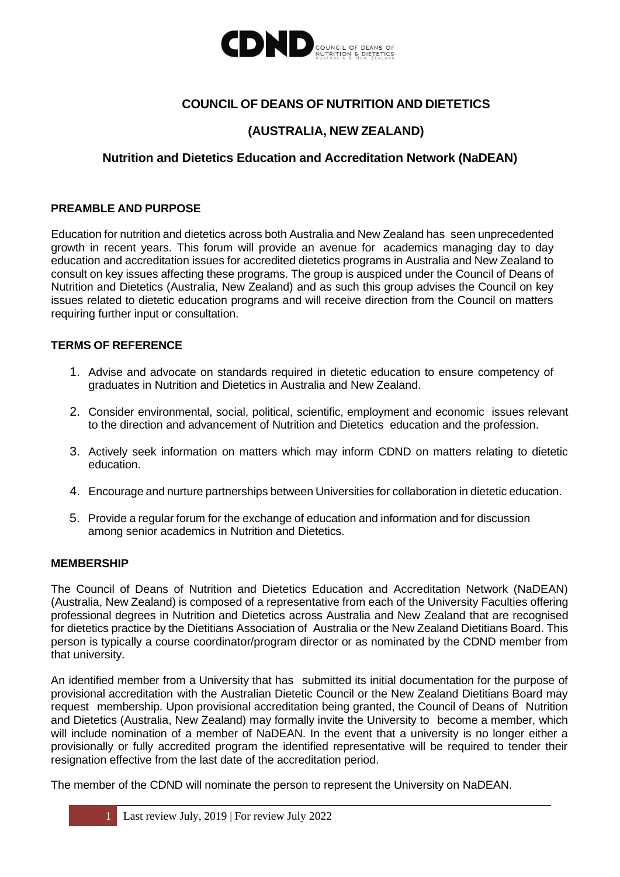# COUNCIL OF DEANS OF NUTRITION AND DIETETICS

## (AUSTRALIA, NEW ZEALAND)

## Nutrition and Dietetics Education and Accreditation Network (NaDEAN)

### PREAMBLE AND PURPOSE

Education for nutrition and dietetics across both Australia and New Zealand has seen unprecedented growth in recent years. This forum will provide an avenue for academics managing day to day education and accreditation issues for accredited dietetics programs in Australia and New Zealand to consult on key issues affecting these programs. The group is auspiced under the Council of Deans of Nutrition and Dietetics (Australia, New Zealand) and as such this group advises the Council on key issues related to dietetic education programs and will receive direction from the Council on matters requiring further input or consultation.

### TERMS OF REFERENCE

1. Advise and advocate on standards required in dietetic education to ensure competency of graduates in Nutrition and Dietetics in Australia and New Zealand.
2. Consider environmental, social, political, scientific, employment and economic issues relevant to the direction and advancement of Nutrition and Dietetics education and the profession.
3. Actively seek information on matters which may inform CDND on matters relating to dietetic education.
4. Encourage and nurture partnerships between Universities for collaboration in dietetic education.
5. Provide a regular forum for the exchange of education and information and for discussion among senior academics in Nutrition and Dietetics.

### MEMBERSHIP

The Council of Deans of Nutrition and Dietetics Education and Accreditation Network (NaDEAN) (Australia, New Zealand) is composed of a representative from each of the University Faculties offering professional degrees in Nutrition and Dietetics across Australia and New Zealand that are recognised for dietetics practice by the Dietitians Association of Australia or the New Zealand Dietitians Board. This person is typically a course coordinator/program director or as nominated by the CDND member from that university.

An identified member from a University that has submitted its initial documentation for the purpose of provisional accreditation with the Australian Dietetic Council or the New Zealand Dietitians Board may request membership. Upon provisional accreditation being granted, the Council of Deans of Nutrition and Dietetics (Australia, New Zealand) may formally invite the University to become a member, which will include nomination of a member of NaDEAN. In the event that a university is no longer either a provisionally or fully accredited program the identified representative will be required to tender their resignation effective from the last date of the accreditation period.

The member of the CDND will nominate the person to represent the University on NaDEAN.

Last review July, 2019 | For review July 2022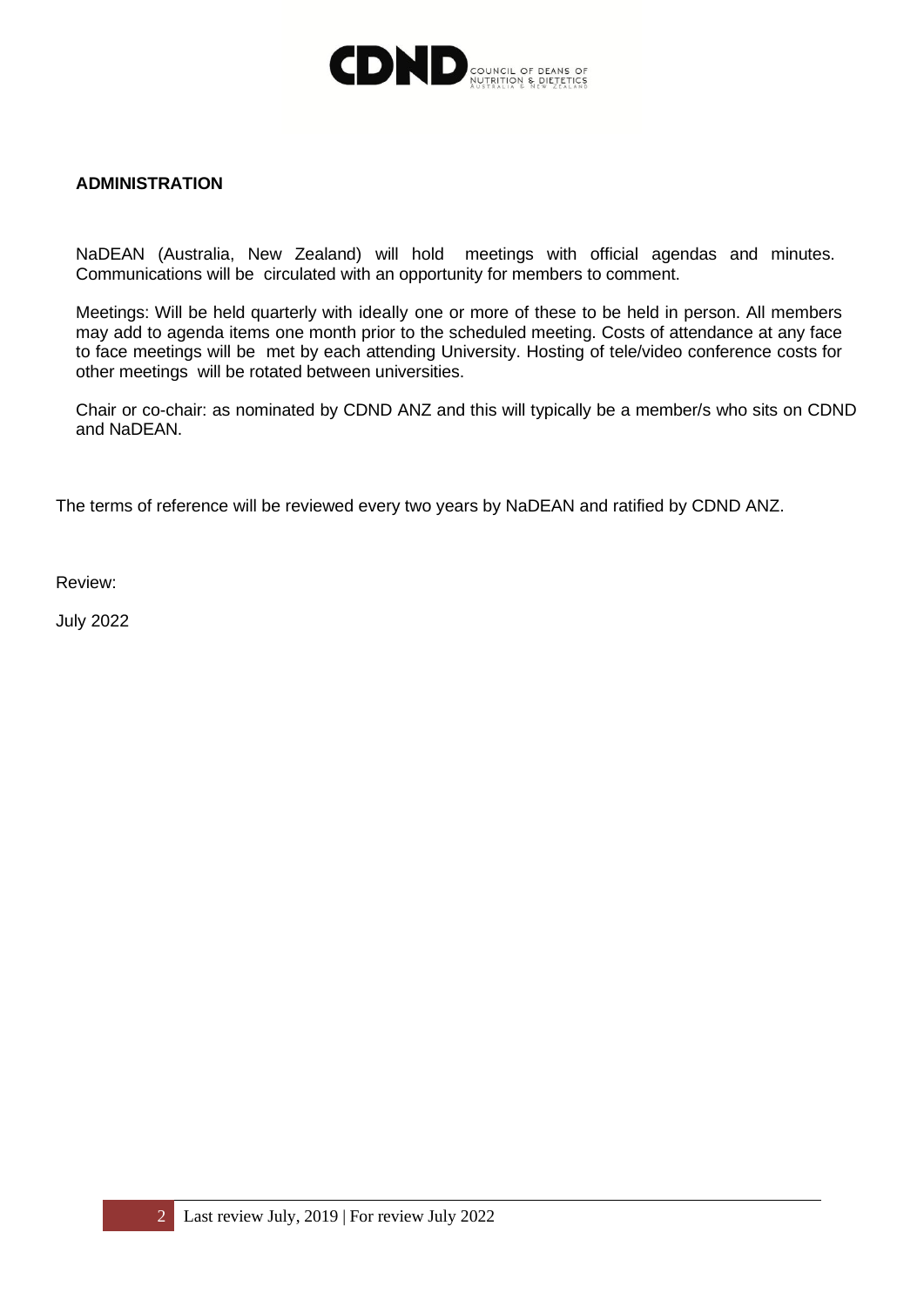## ADMINISTRATION

NaDEAN (Australia, New Zealand) will hold meetings with official agendas and minutes. Communications will be circulated with an opportunity for members to comment.

Meetings: Will be held quarterly with ideally one or more of these to be held in person. All members may add to agenda items one month prior to the scheduled meeting. Costs of attendance at any face to face meetings will be met by each attending University. Hosting of tele/video conference costs for other meetings will be rotated between universities.

Chair or co-chair: as nominated by CDND ANZ and this will typically be a member/s who sits on CDND and NaDEAN.

The terms of reference will be reviewed every two years by NaDEAN and ratified by CDND ANZ.

Review:

July 2022